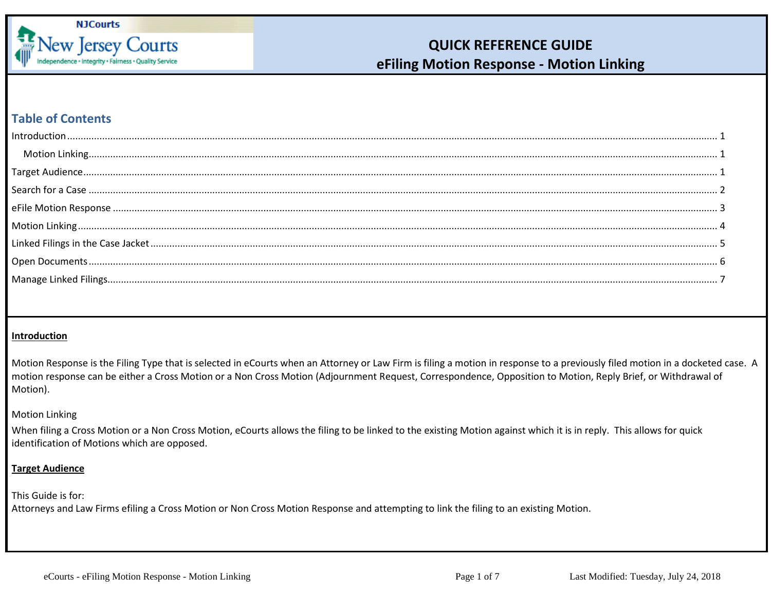# QUICK REFERENCE GUIDE
## eFiling Motion Response - Motion Linking

## Table of Contents

- Introduction ... 1
  - Motion Linking ... 1
- Target Audience ... 1
- Search for a Case ... 2
- eFile Motion Response ... 3
- Motion Linking ... 4
- Linked Filings in the Case Jacket ... 5
- Open Documents ... 6
- Manage Linked Filings ... 7

## Introduction

Motion Response is the Filing Type that is selected in eCourts when an Attorney or Law Firm is filing a motion in response to a previously filed motion in a docketed case. A motion response can be either a Cross Motion or a Non Cross Motion (Adjournment Request, Correspondence, Opposition to Motion, Reply Brief, or Withdrawal of Motion).

### Motion Linking

When filing a Cross Motion or a Non Cross Motion, eCourts allows the filing to be linked to the existing Motion against which it is in reply. This allows for quick identification of Motions which are opposed.

## Target Audience

This Guide is for:
Attorneys and Law Firms efiling a Cross Motion or Non Cross Motion Response and attempting to link the filing to an existing Motion.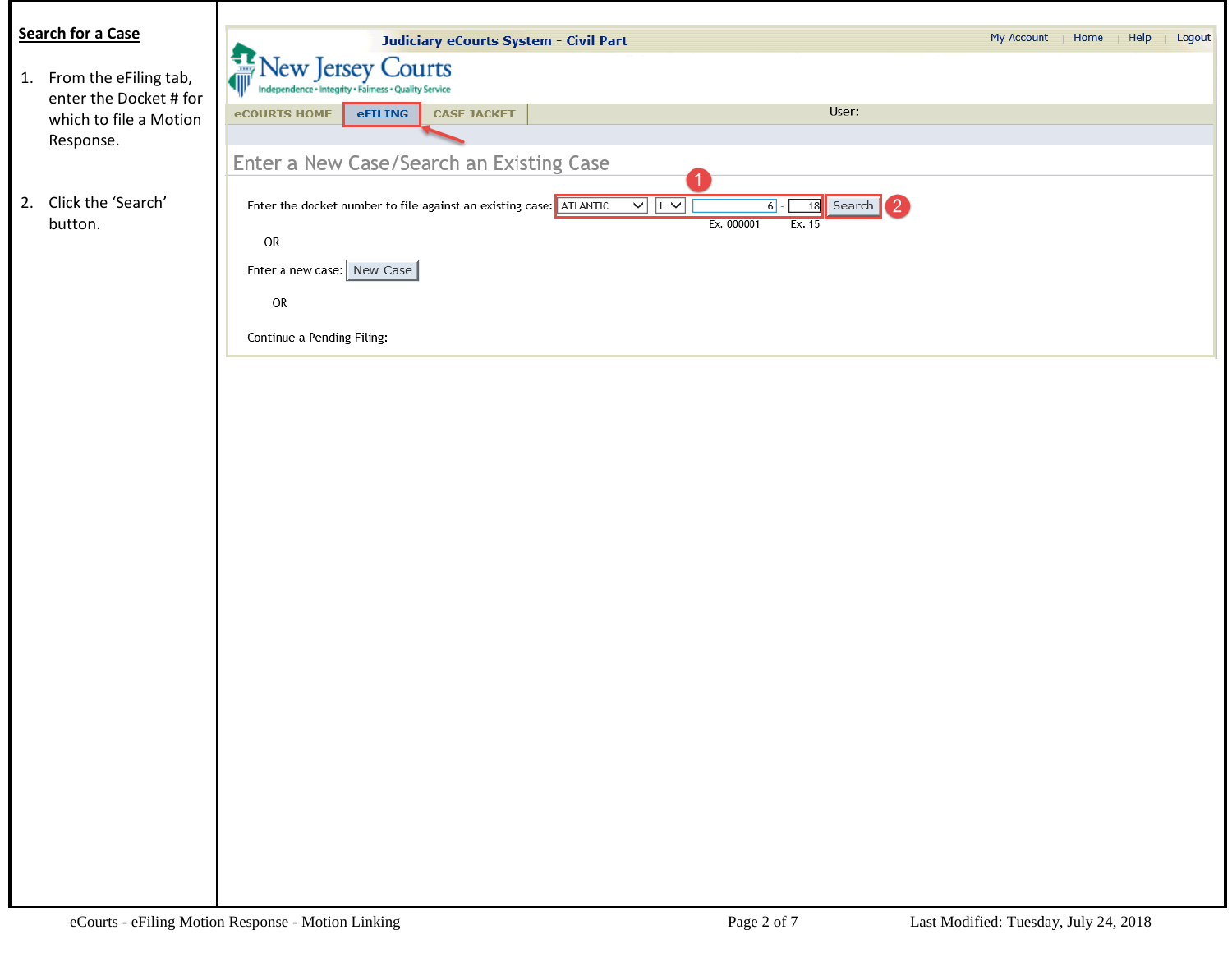## Search for a Case

1. From the eFiling tab, enter the Docket # for which to file a Motion Response.

2. Click the 'Search' button.

Judiciary eCourts System - Civil Part

My Account | Home | Help | Logout

New Jersey Courts

Independence • Integrity • Fairness • Quality Service

eCOURTS HOME | eFILING | CASE JACKET

User:

Enter a New Case/Search an Existing Case

Enter the docket number to file against an existing case: ATLANTIC L 6 - 18 Search

Ex. 000001 Ex. 15

OR

Enter a new case: New Case

OR

Continue a Pending Filing:

eCourts - eFiling Motion Response - Motion Linking

Last Modified: Tuesday, July 24, 2018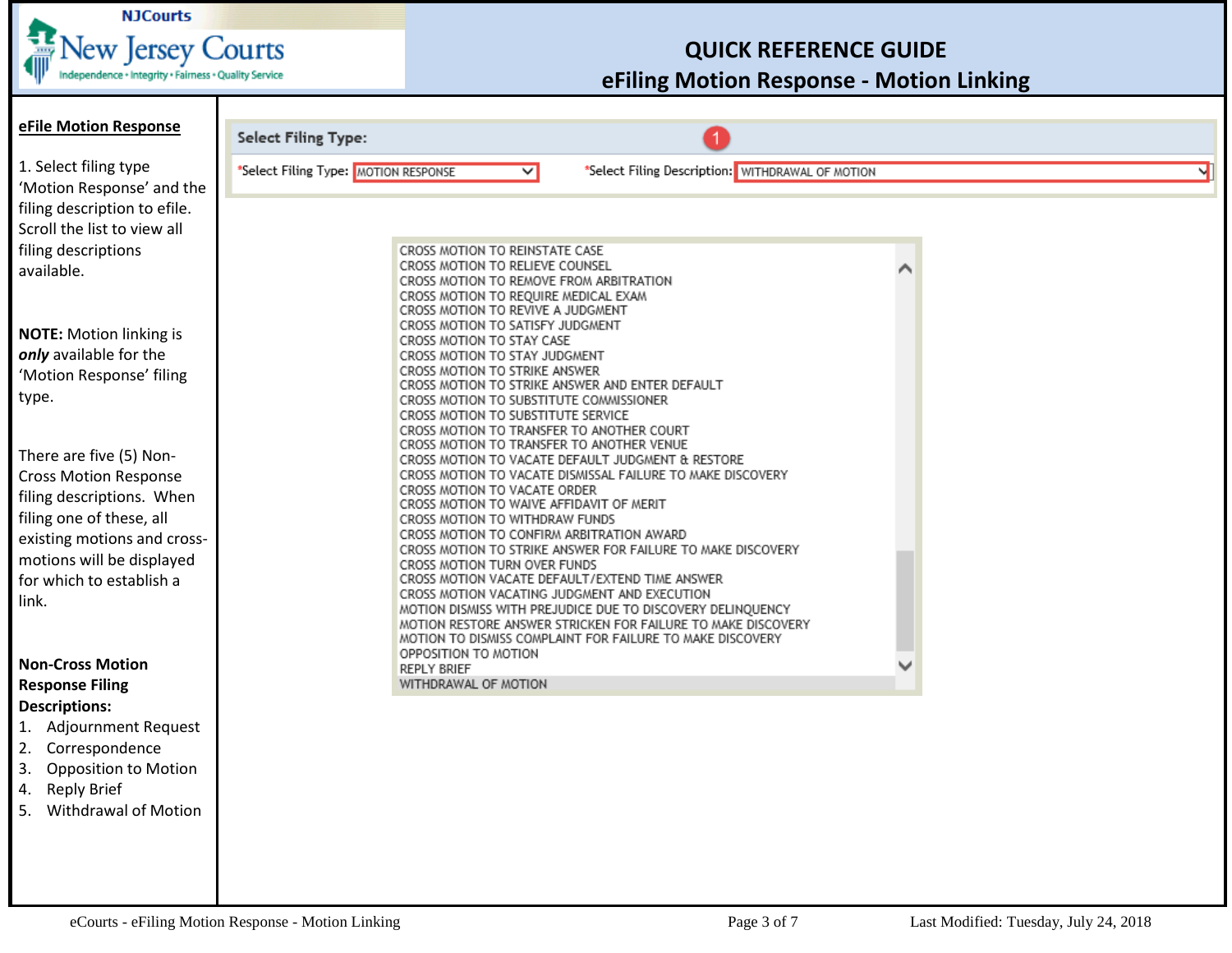# QUICK REFERENCE GUIDE
## eFiling Motion Response - Motion Linking

**eFile Motion Response**

1. Select filing type 'Motion Response' and the filing description to efile. Scroll the list to view all filing descriptions available.

**NOTE:** Motion linking is ***only*** available for the 'Motion Response' filing type.

There are five (5) Non-Cross Motion Response filing descriptions. When filing one of these, all existing motions and cross-motions will be displayed for which to establish a link.

**Non-Cross Motion Response Filing Descriptions:**

1. Adjournment Request
2. Correspondence
3. Opposition to Motion
4. Reply Brief
5. Withdrawal of Motion

**Select Filing Type:** 1

*Select Filing Type: MOTION RESPONSE

*Select Filing Description: WITHDRAWAL OF MOTION

CROSS MOTION TO REINSTATE CASE
CROSS MOTION TO RELIEVE COUNSEL
CROSS MOTION TO REMOVE FROM ARBITRATION
CROSS MOTION TO REQUIRE MEDICAL EXAM
CROSS MOTION TO REVIVE A JUDGMENT
CROSS MOTION TO SATISFY JUDGMENT
CROSS MOTION TO STAY CASE
CROSS MOTION TO STAY JUDGMENT
CROSS MOTION TO STRIKE ANSWER
CROSS MOTION TO STRIKE ANSWER AND ENTER DEFAULT
CROSS MOTION TO SUBSTITUTE COMMISSIONER
CROSS MOTION TO SUBSTITUTE SERVICE
CROSS MOTION TO TRANSFER TO ANOTHER COURT
CROSS MOTION TO TRANSFER TO ANOTHER VENUE
CROSS MOTION TO VACATE DEFAULT JUDGMENT & RESTORE
CROSS MOTION TO VACATE DISMISSAL FAILURE TO MAKE DISCOVERY
CROSS MOTION TO VACATE ORDER
CROSS MOTION TO WAIVE AFFIDAVIT OF MERIT
CROSS MOTION TO WITHDRAW FUNDS
CROSS MOTION TO CONFIRM ARBITRATION AWARD
CROSS MOTION TO STRIKE ANSWER FOR FAILURE TO MAKE DISCOVERY
CROSS MOTION TURN OVER FUNDS
CROSS MOTION VACATE DEFAULT/EXTEND TIME ANSWER
CROSS MOTION VACATING JUDGMENT AND EXECUTION
MOTION DISMISS WITH PREJUDICE DUE TO DISCOVERY DELINQUENCY
MOTION RESTORE ANSWER STRICKEN FOR FAILURE TO MAKE DISCOVERY
MOTION TO DISMISS COMPLAINT FOR FAILURE TO MAKE DISCOVERY
OPPOSITION TO MOTION
REPLY BRIEF
WITHDRAWAL OF MOTION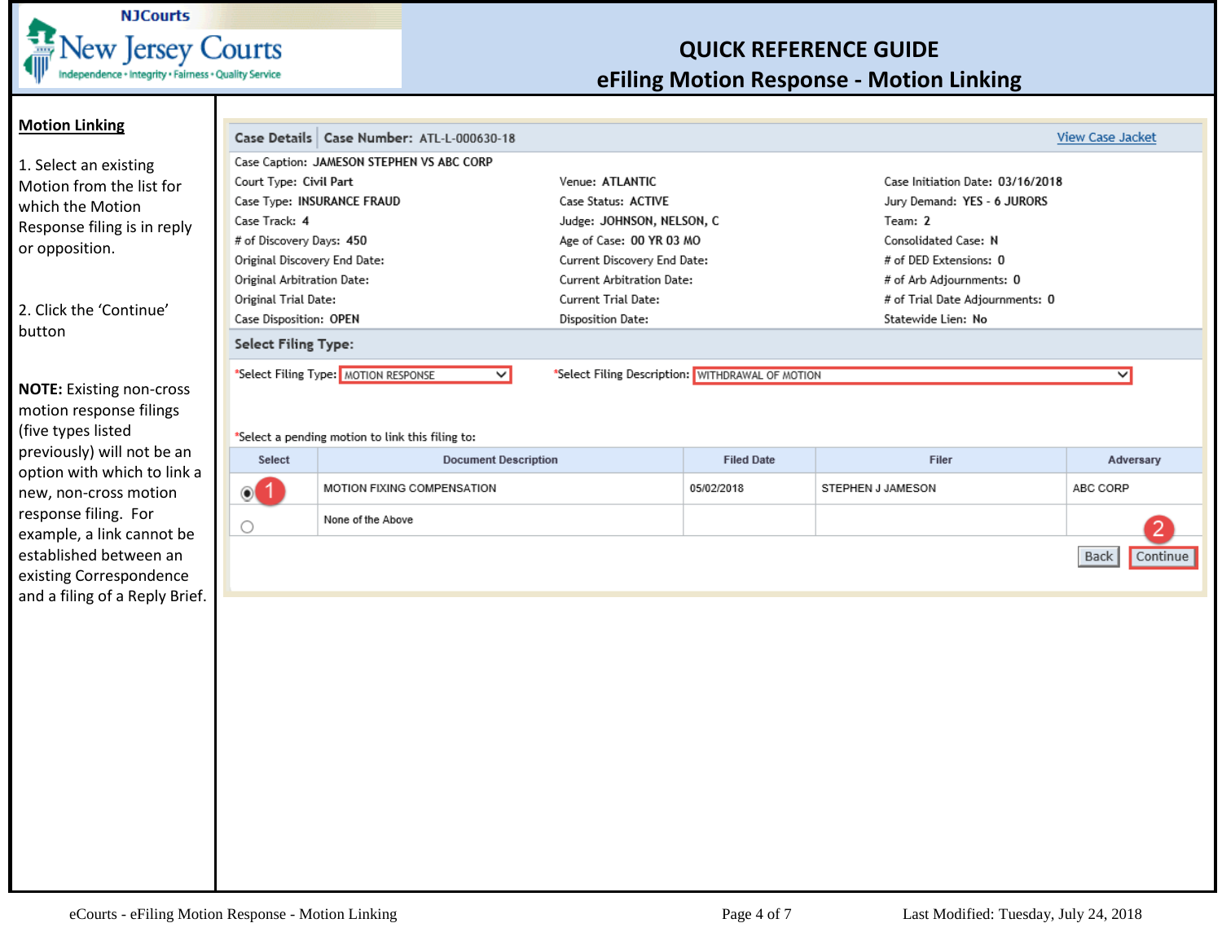# QUICK REFERENCE GUIDE
## eFiling Motion Response - Motion Linking

**Motion Linking**

1. Select an existing Motion from the list for which the Motion Response filing is in reply or opposition.

2. Click the 'Continue' button

**NOTE:** Existing non-cross motion response filings (five types listed previously) will not be an option with which to link a new, non-cross motion response filing. For example, a link cannot be established between an existing Correspondence and a filing of a Reply Brief.

**Case Details** | **Case Number:** ATL-L-000630-18 | View Case Jacket

Case Caption: JAMESON STEPHEN VS ABC CORP

| | | |
|---|---|---|
| Court Type: Civil Part | Venue: ATLANTIC | Case Initiation Date: 03/16/2018 |
| Case Type: INSURANCE FRAUD | Case Status: ACTIVE | Jury Demand: YES - 6 JURORS |
| Case Track: 4 | Judge: JOHNSON, NELSON, C | Team: 2 |
| # of Discovery Days: 450 | Age of Case: 00 YR 03 MO | Consolidated Case: N |
| Original Discovery End Date: | Current Discovery End Date: | # of DED Extensions: 0 |
| Original Arbitration Date: | Current Arbitration Date: | # of Arb Adjournments: 0 |
| Original Trial Date: | Current Trial Date: | # of Trial Date Adjournments: 0 |
| Case Disposition: OPEN | Disposition Date: | Statewide Lien: No |

**Select Filing Type:**

*Select Filing Type: MOTION RESPONSE　　*Select Filing Description: WITHDRAWAL OF MOTION

*Select a pending motion to link this filing to:

| Select | Document Description | Filed Date | Filer | Adversary |
|---|---|---|---|---|
| (1) ◉ | MOTION FIXING COMPENSATION | 05/02/2018 | STEPHEN J JAMESON | ABC CORP |
| ○ | None of the Above | | | |

Back　(2) Continue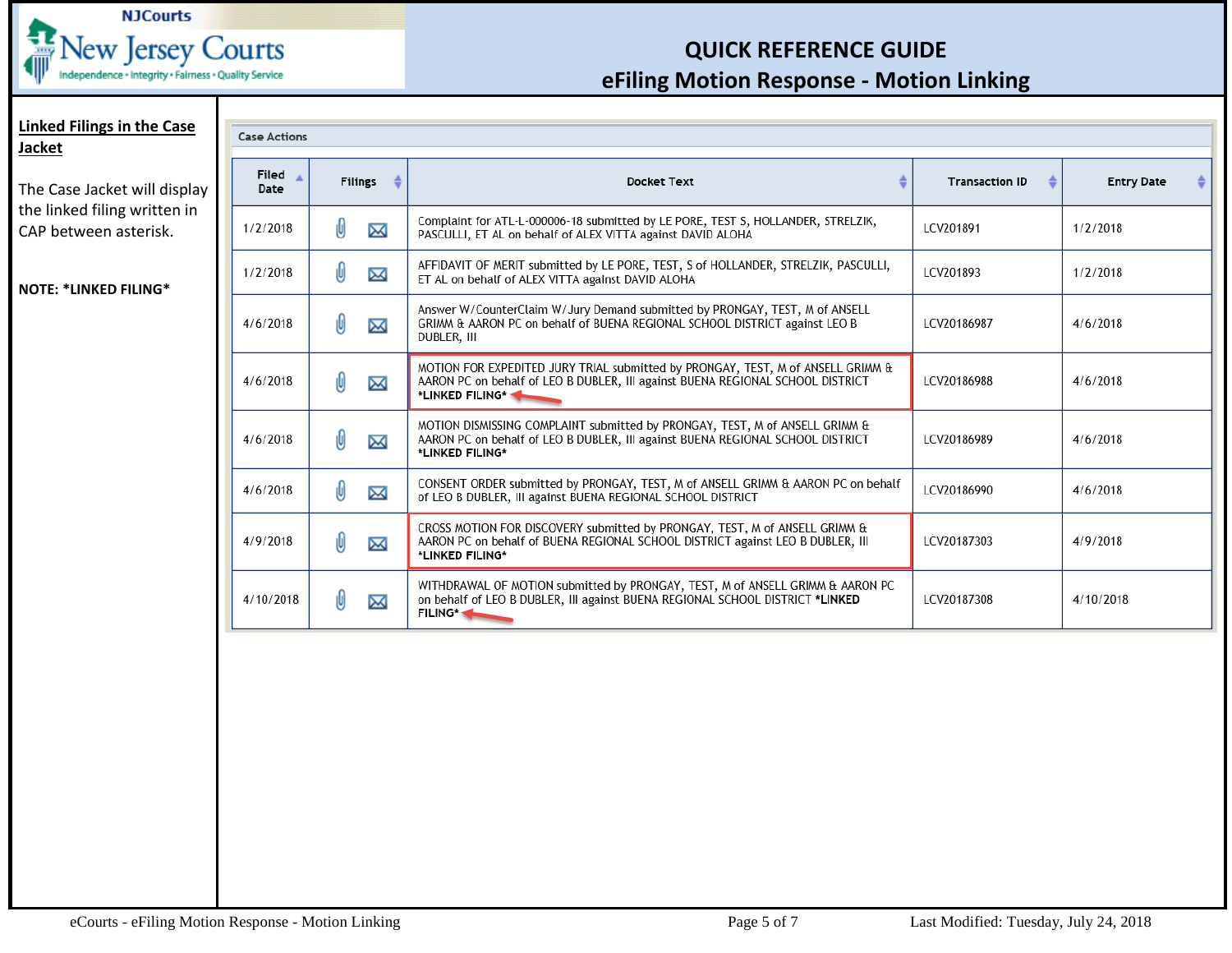# QUICK REFERENCE GUIDE
## eFiling Motion Response - Motion Linking

**Linked Filings in the Case Jacket**

The Case Jacket will display the linked filing written in CAP between asterisk.

**NOTE: *LINKED FILING***

Case Actions

| Filed Date | Filings | Docket Text | Transaction ID | Entry Date |
|---|---|---|---|---|
| 1/2/2018 | | Complaint for ATL-L-000006-18 submitted by LE PORE, TEST S, HOLLANDER, STRELZIK, PASCULLI, ET AL on behalf of ALEX VITTA against DAVID ALOHA | LCV201891 | 1/2/2018 |
| 1/2/2018 | | AFFIDAVIT OF MERIT submitted by LE PORE, TEST, S of HOLLANDER, STRELZIK, PASCULLI, ET AL on behalf of ALEX VITTA against DAVID ALOHA | LCV201893 | 1/2/2018 |
| 4/6/2018 | | Answer W/CounterClaim W/Jury Demand submitted by PRONGAY, TEST, M of ANSELL GRIMM & AARON PC on behalf of BUENA REGIONAL SCHOOL DISTRICT against LEO B DUBLER, III | LCV20186987 | 4/6/2018 |
| 4/6/2018 | | MOTION FOR EXPEDITED JURY TRIAL submitted by PRONGAY, TEST, M of ANSELL GRIMM & AARON PC on behalf of LEO B DUBLER, III against BUENA REGIONAL SCHOOL DISTRICT *LINKED FILING* | LCV20186988 | 4/6/2018 |
| 4/6/2018 | | MOTION DISMISSING COMPLAINT submitted by PRONGAY, TEST, M of ANSELL GRIMM & AARON PC on behalf of LEO B DUBLER, III against BUENA REGIONAL SCHOOL DISTRICT *LINKED FILING* | LCV20186989 | 4/6/2018 |
| 4/6/2018 | | CONSENT ORDER submitted by PRONGAY, TEST, M of ANSELL GRIMM & AARON PC on behalf of LEO B DUBLER, III against BUENA REGIONAL SCHOOL DISTRICT | LCV20186990 | 4/6/2018 |
| 4/9/2018 | | CROSS MOTION FOR DISCOVERY submitted by PRONGAY, TEST, M of ANSELL GRIMM & AARON PC on behalf of BUENA REGIONAL SCHOOL DISTRICT against LEO B DUBLER, III *LINKED FILING* | LCV20187303 | 4/9/2018 |
| 4/10/2018 | | WITHDRAWAL OF MOTION submitted by PRONGAY, TEST, M of ANSELL GRIMM & AARON PC on behalf of LEO B DUBLER, III against BUENA REGIONAL SCHOOL DISTRICT *LINKED FILING* | LCV20187308 | 4/10/2018 |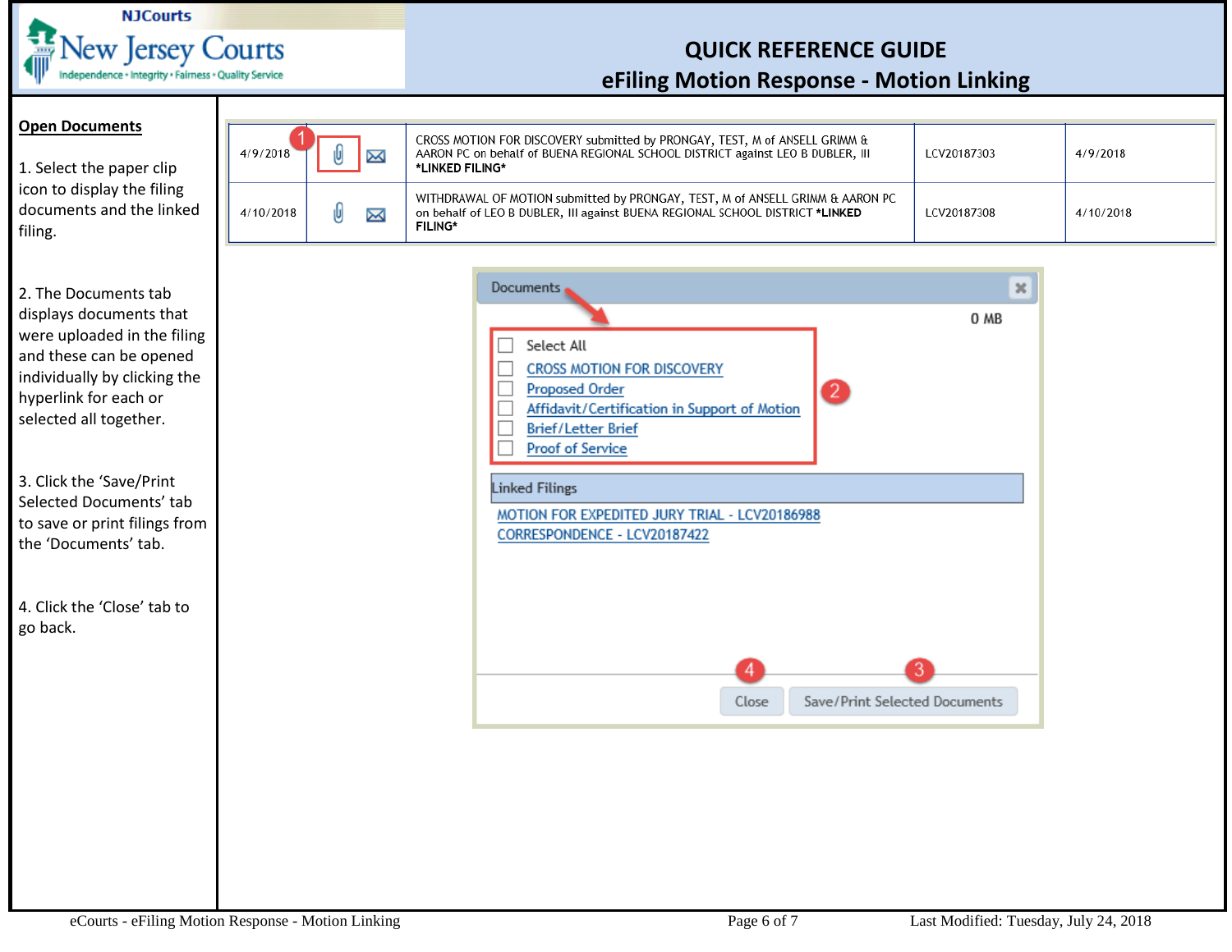# QUICK REFERENCE GUIDE
## eFiling Motion Response - Motion Linking

**Open Documents**

1. Select the paper clip icon to display the filing documents and the linked filing.

2. The Documents tab displays documents that were uploaded in the filing and these can be opened individually by clicking the hyperlink for each or selected all together.

3. Click the 'Save/Print Selected Documents' tab to save or print filings from the 'Documents' tab.

4. Click the 'Close' tab to go back.

| | | | | |
|---|---|---|---|---|
| 4/9/2018 | | CROSS MOTION FOR DISCOVERY submitted by PRONGAY, TEST, M of ANSELL GRIMM & AARON PC on behalf of BUENA REGIONAL SCHOOL DISTRICT against LEO B DUBLER, III **\*LINKED FILING\*** | LCV20187303 | 4/9/2018 |
| 4/10/2018 | | WITHDRAWAL OF MOTION submitted by PRONGAY, TEST, M of ANSELL GRIMM & AARON PC on behalf of LEO B DUBLER, III against BUENA REGIONAL SCHOOL DISTRICT **\*LINKED FILING\*** | LCV20187308 | 4/10/2018 |

Documents

0 MB

- Select All
- CROSS MOTION FOR DISCOVERY
- Proposed Order
- Affidavit/Certification in Support of Motion
- Brief/Letter Brief
- Proof of Service

Linked Filings

- MOTION FOR EXPEDITED JURY TRIAL - LCV20186988
- CORRESPONDENCE - LCV20187422

Close | Save/Print Selected Documents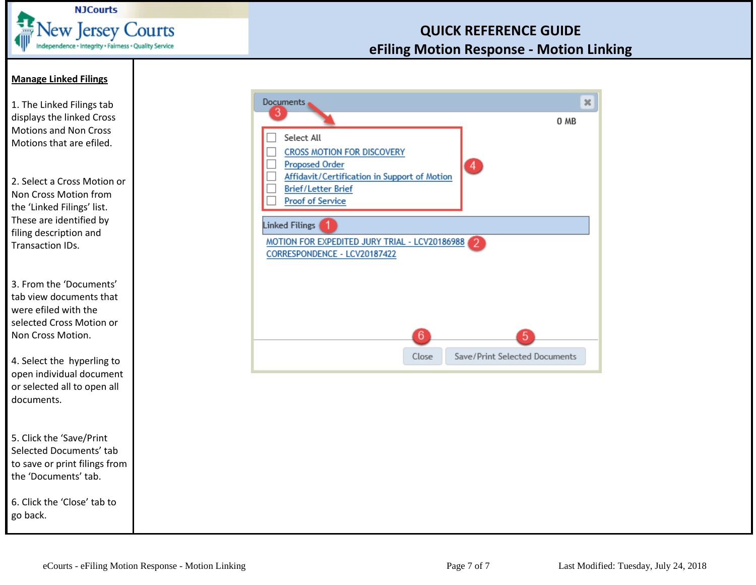# QUICK REFERENCE GUIDE
## eFiling Motion Response - Motion Linking

### Manage Linked Filings

1. The Linked Filings tab displays the linked Cross Motions and Non Cross Motions that are efiled.

2. Select a Cross Motion or Non Cross Motion from the 'Linked Filings' list. These are identified by filing description and Transaction IDs.

3. From the 'Documents' tab view documents that were efiled with the selected Cross Motion or Non Cross Motion.

4. Select the hyperling to open individual document or selected all to open all documents.

5. Click the 'Save/Print Selected Documents' tab to save or print filings from the 'Documents' tab.

6. Click the 'Close' tab to go back.

Documents 3

0 MB

- Select All
- CROSS MOTION FOR DISCOVERY
- Proposed Order
- Affidavit/Certification in Support of Motion
- Brief/Letter Brief
- Proof of Service

4

Linked Filings 1

MOTION FOR EXPEDITED JURY TRIAL - LCV20186988 2

CORRESPONDENCE - LCV20187422

6 Close

5 Save/Print Selected Documents